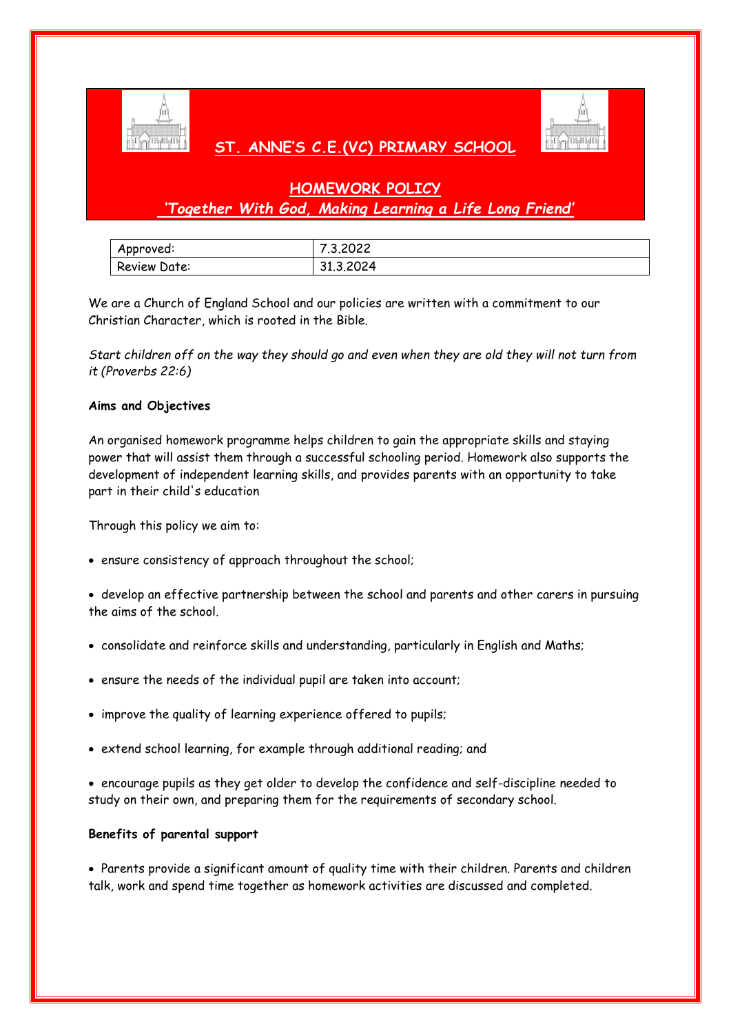# ST. ANNE'S C.E.(VC) PRIMARY SCHOOL

## HOMEWORK POLICY

***'Together With God, Making Learning a Life Long Friend'***

| Approved: | 7.3.2022 |
|---|---|
| Review Date: | 31.3.2024 |

We are a Church of England School and our policies are written with a commitment to our Christian Character, which is rooted in the Bible.

*Start children off on the way they should go and even when they are old they will not turn from it (Proverbs 22:6)*

**Aims and Objectives**

An organised homework programme helps children to gain the appropriate skills and staying power that will assist them through a successful schooling period. Homework also supports the development of independent learning skills, and provides parents with an opportunity to take part in their child's education

Through this policy we aim to:

- ensure consistency of approach throughout the school;
- develop an effective partnership between the school and parents and other carers in pursuing the aims of the school.
- consolidate and reinforce skills and understanding, particularly in English and Maths;
- ensure the needs of the individual pupil are taken into account;
- improve the quality of learning experience offered to pupils;
- extend school learning, for example through additional reading; and
- encourage pupils as they get older to develop the confidence and self-discipline needed to study on their own, and preparing them for the requirements of secondary school.

**Benefits of parental support**

- Parents provide a significant amount of quality time with their children. Parents and children talk, work and spend time together as homework activities are discussed and completed.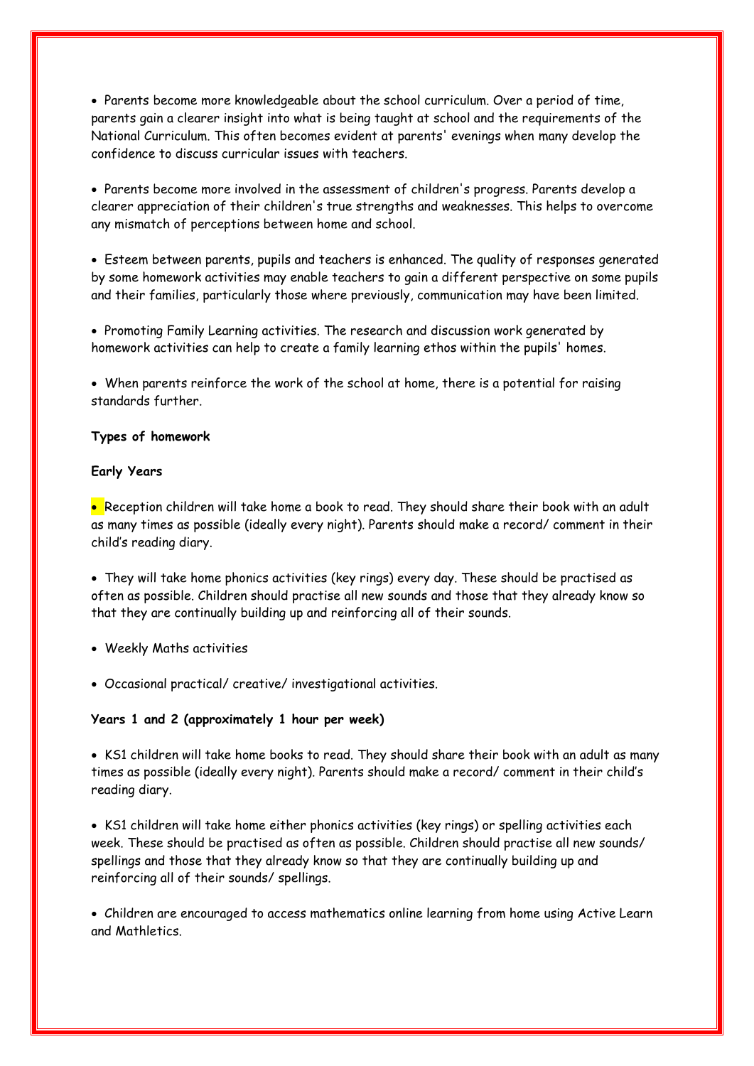- Parents become more knowledgeable about the school curriculum. Over a period of time, parents gain a clearer insight into what is being taught at school and the requirements of the National Curriculum. This often becomes evident at parents' evenings when many develop the confidence to discuss curricular issues with teachers.

- Parents become more involved in the assessment of children's progress. Parents develop a clearer appreciation of their children's true strengths and weaknesses. This helps to overcome any mismatch of perceptions between home and school.

- Esteem between parents, pupils and teachers is enhanced. The quality of responses generated by some homework activities may enable teachers to gain a different perspective on some pupils and their families, particularly those where previously, communication may have been limited.

- Promoting Family Learning activities. The research and discussion work generated by homework activities can help to create a family learning ethos within the pupils' homes.

- When parents reinforce the work of the school at home, there is a potential for raising standards further.

**Types of homework**

**Early Years**

- Reception children will take home a book to read. They should share their book with an adult as many times as possible (ideally every night). Parents should make a record/ comment in their child's reading diary.

- They will take home phonics activities (key rings) every day. These should be practised as often as possible. Children should practise all new sounds and those that they already know so that they are continually building up and reinforcing all of their sounds.

- Weekly Maths activities

- Occasional practical/ creative/ investigational activities.

**Years 1 and 2 (approximately 1 hour per week)**

- KS1 children will take home books to read. They should share their book with an adult as many times as possible (ideally every night). Parents should make a record/ comment in their child's reading diary.

- KS1 children will take home either phonics activities (key rings) or spelling activities each week. These should be practised as often as possible. Children should practise all new sounds/ spellings and those that they already know so that they are continually building up and reinforcing all of their sounds/ spellings.

- Children are encouraged to access mathematics online learning from home using Active Learn and Mathletics.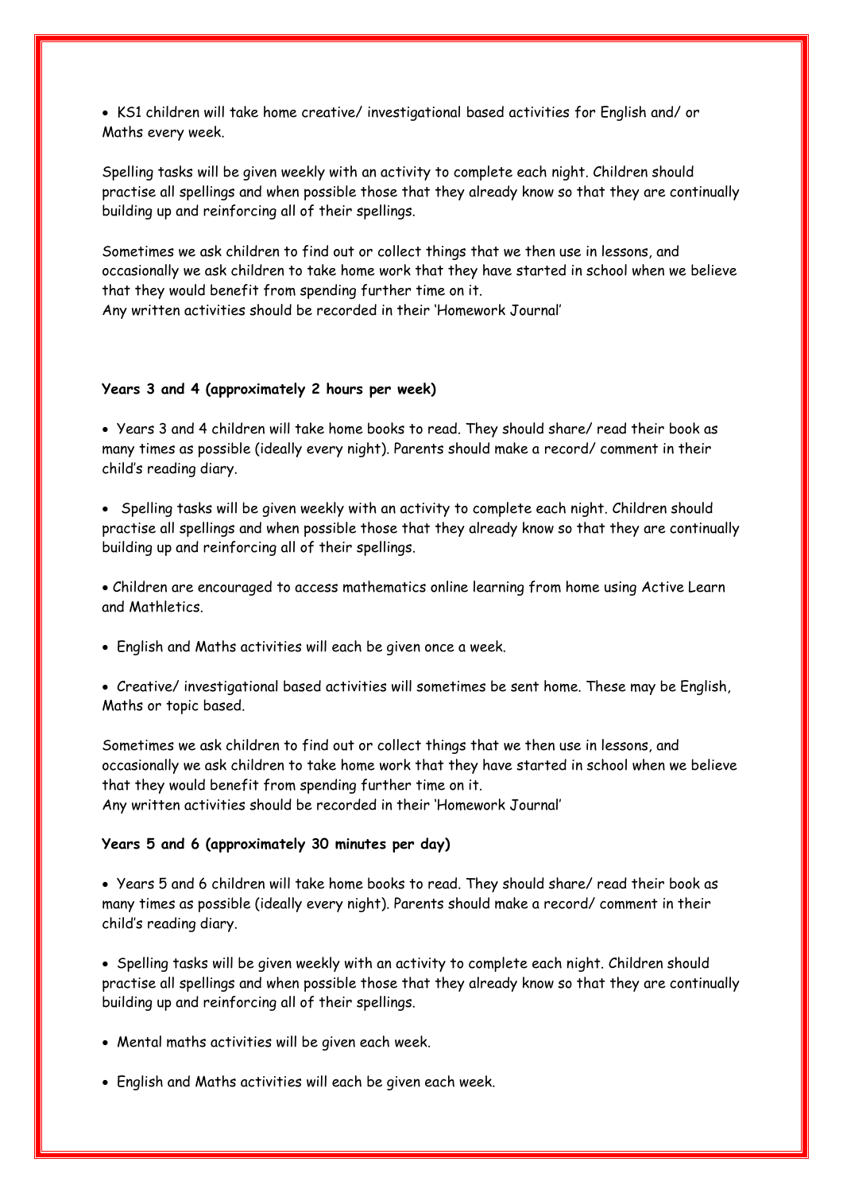- KS1 children will take home creative/ investigational based activities for English and/ or Maths every week.

Spelling tasks will be given weekly with an activity to complete each night. Children should practise all spellings and when possible those that they already know so that they are continually building up and reinforcing all of their spellings.

Sometimes we ask children to find out or collect things that we then use in lessons, and occasionally we ask children to take home work that they have started in school when we believe that they would benefit from spending further time on it.
Any written activities should be recorded in their 'Homework Journal'

**Years 3 and 4 (approximately 2 hours per week)**

- Years 3 and 4 children will take home books to read. They should share/ read their book as many times as possible (ideally every night). Parents should make a record/ comment in their child's reading diary.

- Spelling tasks will be given weekly with an activity to complete each night. Children should practise all spellings and when possible those that they already know so that they are continually building up and reinforcing all of their spellings.

- Children are encouraged to access mathematics online learning from home using Active Learn and Mathletics.

- English and Maths activities will each be given once a week.

- Creative/ investigational based activities will sometimes be sent home. These may be English, Maths or topic based.

Sometimes we ask children to find out or collect things that we then use in lessons, and occasionally we ask children to take home work that they have started in school when we believe that they would benefit from spending further time on it.
Any written activities should be recorded in their 'Homework Journal'

**Years 5 and 6 (approximately 30 minutes per day)**

- Years 5 and 6 children will take home books to read. They should share/ read their book as many times as possible (ideally every night). Parents should make a record/ comment in their child's reading diary.

- Spelling tasks will be given weekly with an activity to complete each night. Children should practise all spellings and when possible those that they already know so that they are continually building up and reinforcing all of their spellings.

- Mental maths activities will be given each week.

- English and Maths activities will each be given each week.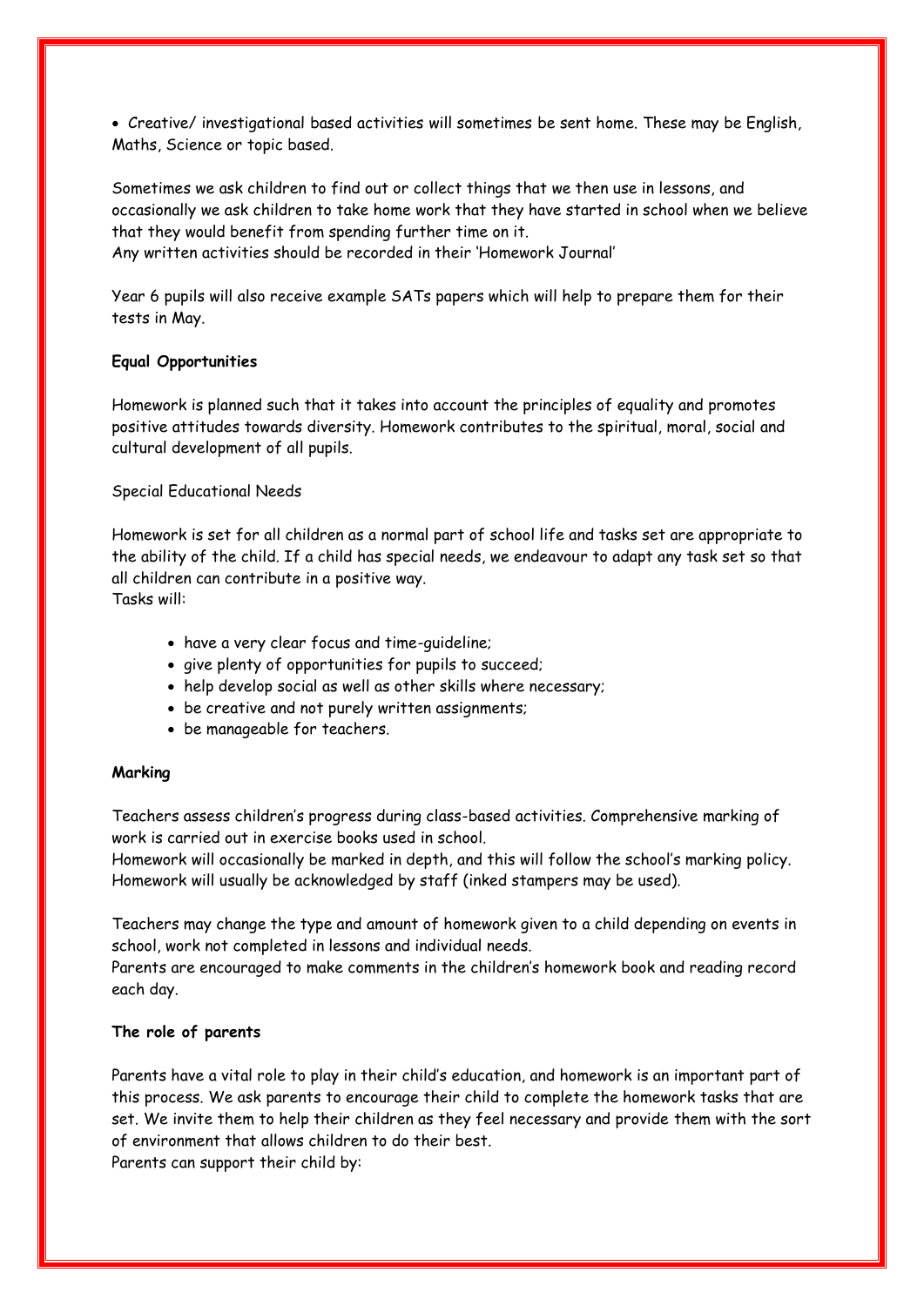- Creative/ investigational based activities will sometimes be sent home. These may be English, Maths, Science or topic based.

Sometimes we ask children to find out or collect things that we then use in lessons, and occasionally we ask children to take home work that they have started in school when we believe that they would benefit from spending further time on it.
Any written activities should be recorded in their 'Homework Journal'

Year 6 pupils will also receive example SATs papers which will help to prepare them for their tests in May.

**Equal Opportunities**

Homework is planned such that it takes into account the principles of equality and promotes positive attitudes towards diversity. Homework contributes to the spiritual, moral, social and cultural development of all pupils.

Special Educational Needs

Homework is set for all children as a normal part of school life and tasks set are appropriate to the ability of the child. If a child has special needs, we endeavour to adapt any task set so that all children can contribute in a positive way.
Tasks will:

- have a very clear focus and time-guideline;
- give plenty of opportunities for pupils to succeed;
- help develop social as well as other skills where necessary;
- be creative and not purely written assignments;
- be manageable for teachers.

**Marking**

Teachers assess children's progress during class-based activities. Comprehensive marking of work is carried out in exercise books used in school.
Homework will occasionally be marked in depth, and this will follow the school's marking policy. Homework will usually be acknowledged by staff (inked stampers may be used).

Teachers may change the type and amount of homework given to a child depending on events in school, work not completed in lessons and individual needs.
Parents are encouraged to make comments in the children's homework book and reading record each day.

**The role of parents**

Parents have a vital role to play in their child's education, and homework is an important part of this process. We ask parents to encourage their child to complete the homework tasks that are set. We invite them to help their children as they feel necessary and provide them with the sort of environment that allows children to do their best.
Parents can support their child by: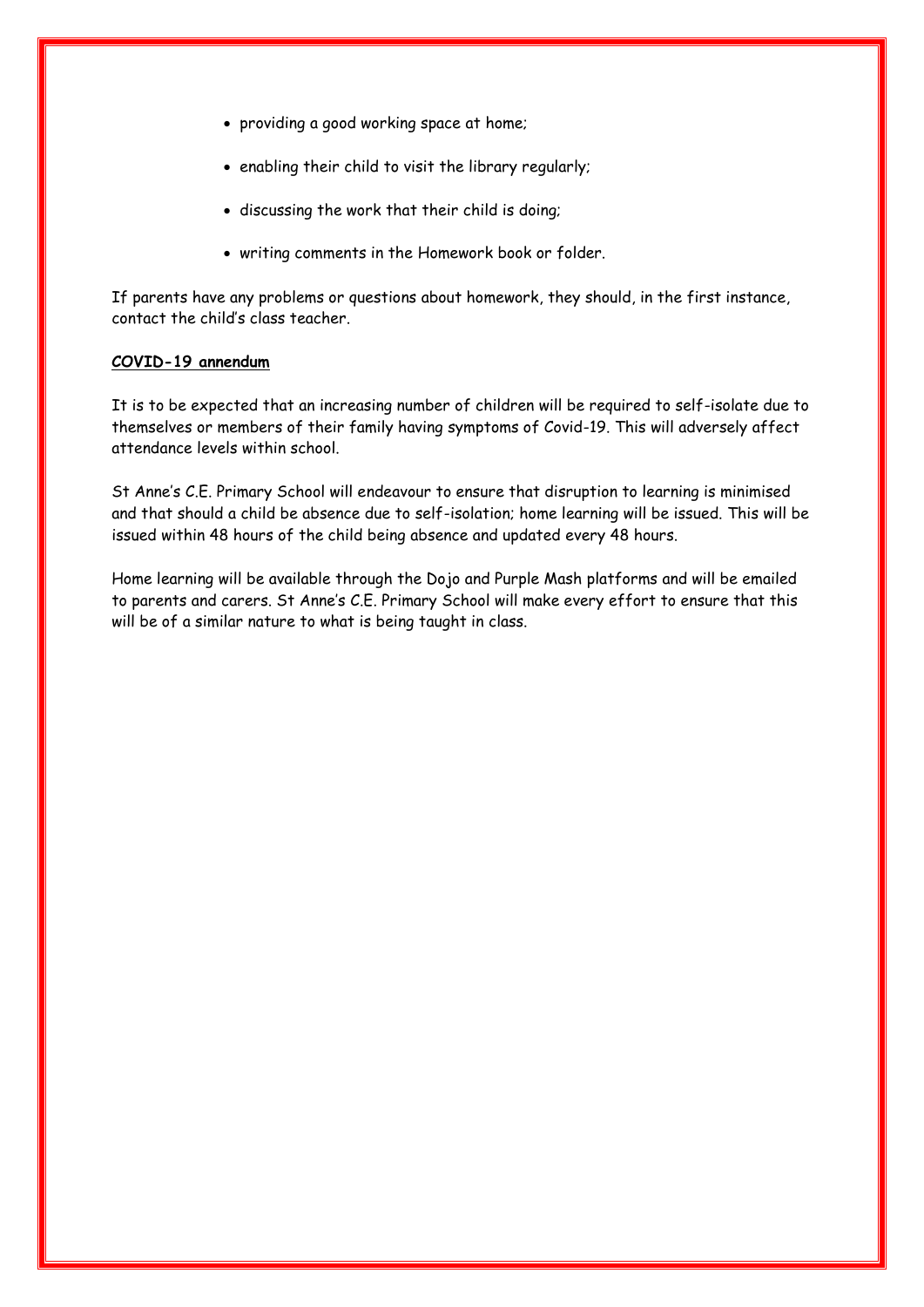- providing a good working space at home;
- enabling their child to visit the library regularly;
- discussing the work that their child is doing;
- writing comments in the Homework book or folder.

If parents have any problems or questions about homework, they should, in the first instance, contact the child's class teacher.

**COVID-19 annendum**

It is to be expected that an increasing number of children will be required to self-isolate due to themselves or members of their family having symptoms of Covid-19. This will adversely affect attendance levels within school.

St Anne's C.E. Primary School will endeavour to ensure that disruption to learning is minimised and that should a child be absence due to self-isolation; home learning will be issued. This will be issued within 48 hours of the child being absence and updated every 48 hours.

Home learning will be available through the Dojo and Purple Mash platforms and will be emailed to parents and carers. St Anne's C.E. Primary School will make every effort to ensure that this will be of a similar nature to what is being taught in class.